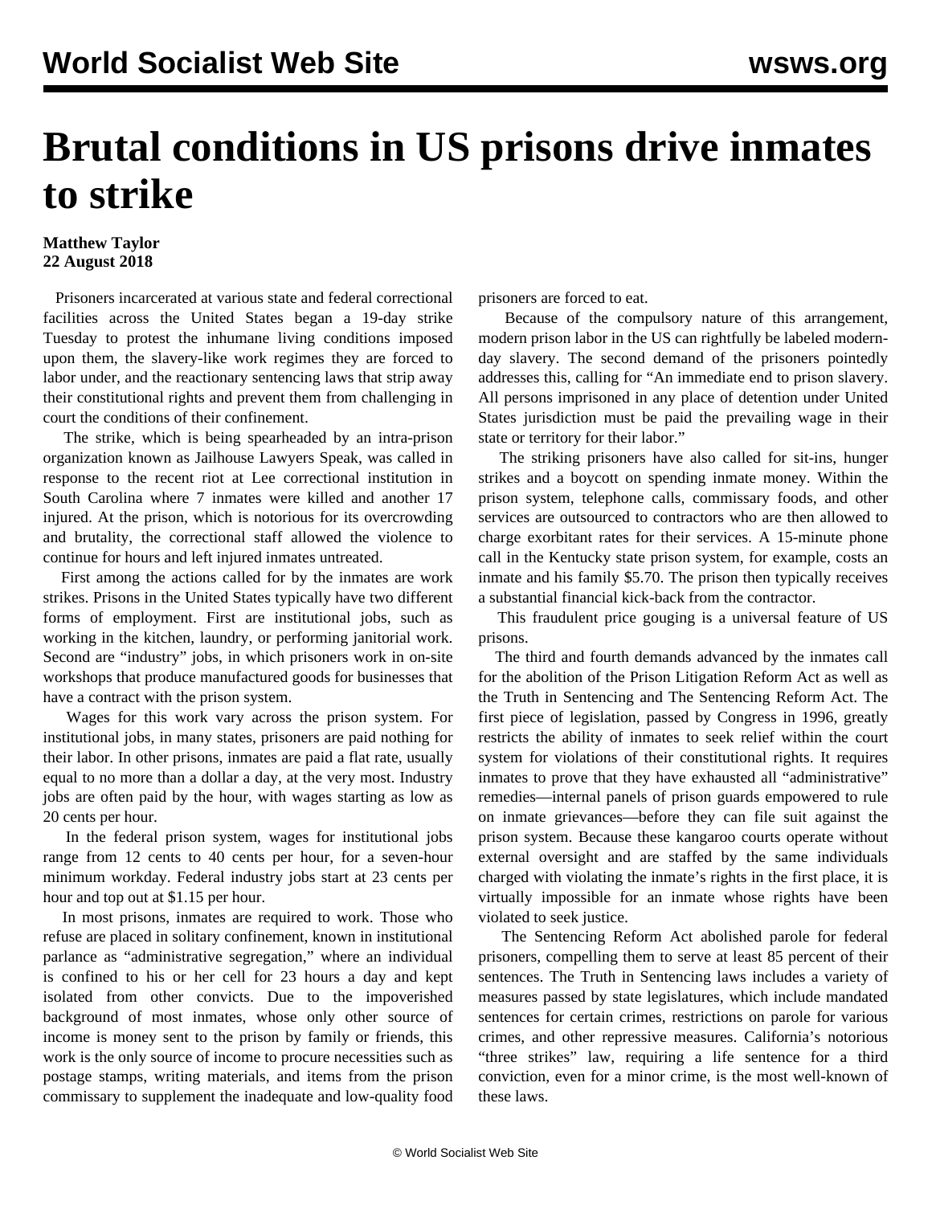# Brutal conditions in US prisons drive inmates to strike

**Matthew Taylor**
**22 August 2018**

Prisoners incarcerated at various state and federal correctional facilities across the United States began a 19-day strike Tuesday to protest the inhumane living conditions imposed upon them, the slavery-like work regimes they are forced to labor under, and the reactionary sentencing laws that strip away their constitutional rights and prevent them from challenging in court the conditions of their confinement.

The strike, which is being spearheaded by an intra-prison organization known as Jailhouse Lawyers Speak, was called in response to the recent riot at Lee correctional institution in South Carolina where 7 inmates were killed and another 17 injured. At the prison, which is notorious for its overcrowding and brutality, the correctional staff allowed the violence to continue for hours and left injured inmates untreated.

First among the actions called for by the inmates are work strikes. Prisons in the United States typically have two different forms of employment. First are institutional jobs, such as working in the kitchen, laundry, or performing janitorial work. Second are "industry" jobs, in which prisoners work in on-site workshops that produce manufactured goods for businesses that have a contract with the prison system.

Wages for this work vary across the prison system. For institutional jobs, in many states, prisoners are paid nothing for their labor. In other prisons, inmates are paid a flat rate, usually equal to no more than a dollar a day, at the very most. Industry jobs are often paid by the hour, with wages starting as low as 20 cents per hour.

In the federal prison system, wages for institutional jobs range from 12 cents to 40 cents per hour, for a seven-hour minimum workday. Federal industry jobs start at 23 cents per hour and top out at $1.15 per hour.

In most prisons, inmates are required to work. Those who refuse are placed in solitary confinement, known in institutional parlance as "administrative segregation," where an individual is confined to his or her cell for 23 hours a day and kept isolated from other convicts. Due to the impoverished background of most inmates, whose only other source of income is money sent to the prison by family or friends, this work is the only source of income to procure necessities such as postage stamps, writing materials, and items from the prison commissary to supplement the inadequate and low-quality food prisoners are forced to eat.

Because of the compulsory nature of this arrangement, modern prison labor in the US can rightfully be labeled modern-day slavery. The second demand of the prisoners pointedly addresses this, calling for "An immediate end to prison slavery. All persons imprisoned in any place of detention under United States jurisdiction must be paid the prevailing wage in their state or territory for their labor."

The striking prisoners have also called for sit-ins, hunger strikes and a boycott on spending inmate money. Within the prison system, telephone calls, commissary foods, and other services are outsourced to contractors who are then allowed to charge exorbitant rates for their services. A 15-minute phone call in the Kentucky state prison system, for example, costs an inmate and his family $5.70. The prison then typically receives a substantial financial kick-back from the contractor.

This fraudulent price gouging is a universal feature of US prisons.

The third and fourth demands advanced by the inmates call for the abolition of the Prison Litigation Reform Act as well as the Truth in Sentencing and The Sentencing Reform Act. The first piece of legislation, passed by Congress in 1996, greatly restricts the ability of inmates to seek relief within the court system for violations of their constitutional rights. It requires inmates to prove that they have exhausted all "administrative" remedies—internal panels of prison guards empowered to rule on inmate grievances—before they can file suit against the prison system. Because these kangaroo courts operate without external oversight and are staffed by the same individuals charged with violating the inmate's rights in the first place, it is virtually impossible for an inmate whose rights have been violated to seek justice.

The Sentencing Reform Act abolished parole for federal prisoners, compelling them to serve at least 85 percent of their sentences. The Truth in Sentencing laws includes a variety of measures passed by state legislatures, which include mandated sentences for certain crimes, restrictions on parole for various crimes, and other repressive measures. California's notorious "three strikes" law, requiring a life sentence for a third conviction, even for a minor crime, is the most well-known of these laws.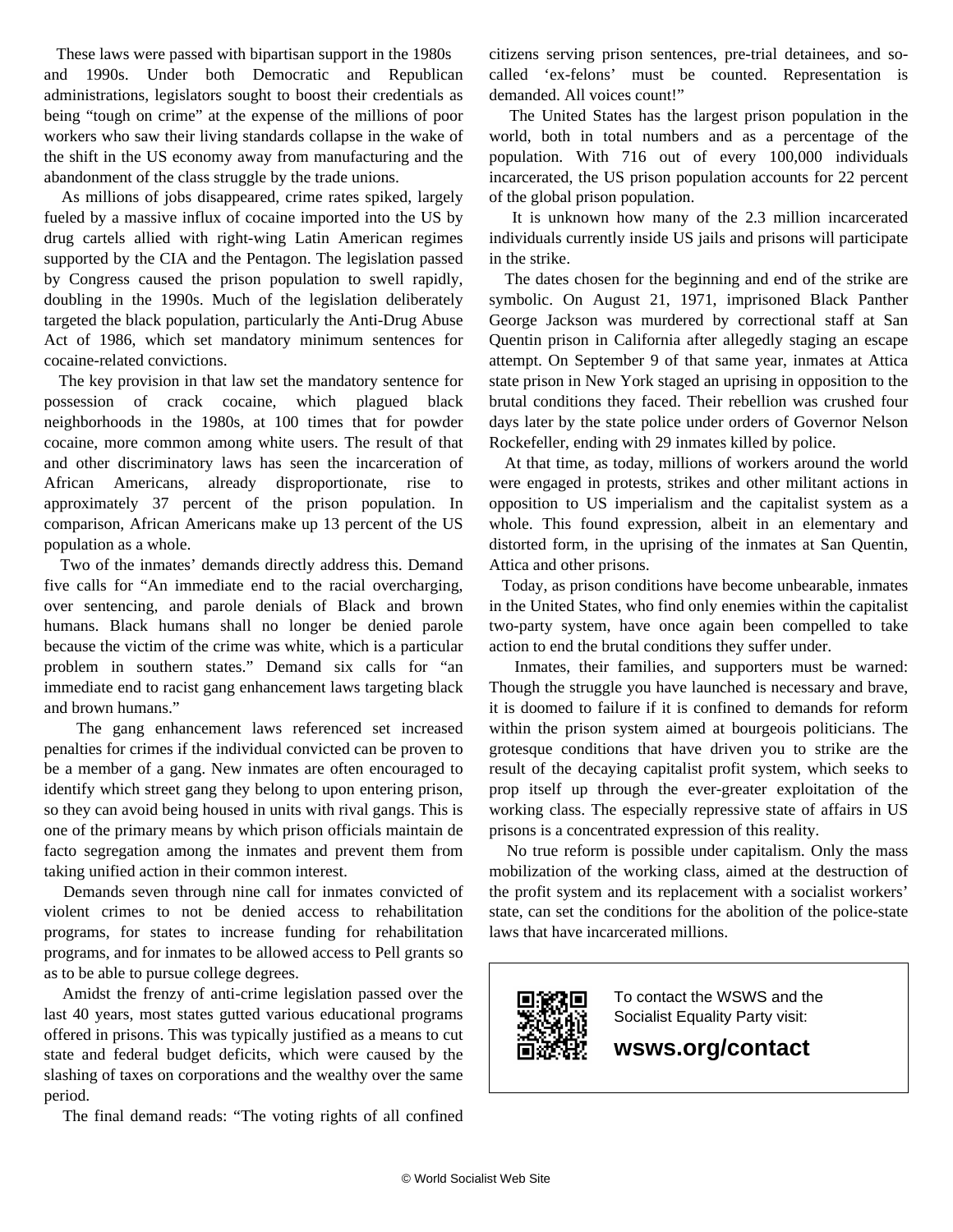These laws were passed with bipartisan support in the 1980s and 1990s. Under both Democratic and Republican administrations, legislators sought to boost their credentials as being "tough on crime" at the expense of the millions of poor workers who saw their living standards collapse in the wake of the shift in the US economy away from manufacturing and the abandonment of the class struggle by the trade unions.

As millions of jobs disappeared, crime rates spiked, largely fueled by a massive influx of cocaine imported into the US by drug cartels allied with right-wing Latin American regimes supported by the CIA and the Pentagon. The legislation passed by Congress caused the prison population to swell rapidly, doubling in the 1990s. Much of the legislation deliberately targeted the black population, particularly the Anti-Drug Abuse Act of 1986, which set mandatory minimum sentences for cocaine-related convictions.

The key provision in that law set the mandatory sentence for possession of crack cocaine, which plagued black neighborhoods in the 1980s, at 100 times that for powder cocaine, more common among white users. The result of that and other discriminatory laws has seen the incarceration of African Americans, already disproportionate, rise to approximately 37 percent of the prison population. In comparison, African Americans make up 13 percent of the US population as a whole.

Two of the inmates' demands directly address this. Demand five calls for "An immediate end to the racial overcharging, over sentencing, and parole denials of Black and brown humans. Black humans shall no longer be denied parole because the victim of the crime was white, which is a particular problem in southern states." Demand six calls for "an immediate end to racist gang enhancement laws targeting black and brown humans."

The gang enhancement laws referenced set increased penalties for crimes if the individual convicted can be proven to be a member of a gang. New inmates are often encouraged to identify which street gang they belong to upon entering prison, so they can avoid being housed in units with rival gangs. This is one of the primary means by which prison officials maintain de facto segregation among the inmates and prevent them from taking unified action in their common interest.

Demands seven through nine call for inmates convicted of violent crimes to not be denied access to rehabilitation programs, for states to increase funding for rehabilitation programs, and for inmates to be allowed access to Pell grants so as to be able to pursue college degrees.

Amidst the frenzy of anti-crime legislation passed over the last 40 years, most states gutted various educational programs offered in prisons. This was typically justified as a means to cut state and federal budget deficits, which were caused by the slashing of taxes on corporations and the wealthy over the same period.

The final demand reads: "The voting rights of all confined citizens serving prison sentences, pre-trial detainees, and so-called 'ex-felons' must be counted. Representation is demanded. All voices count!"

The United States has the largest prison population in the world, both in total numbers and as a percentage of the population. With 716 out of every 100,000 individuals incarcerated, the US prison population accounts for 22 percent of the global prison population.

It is unknown how many of the 2.3 million incarcerated individuals currently inside US jails and prisons will participate in the strike.

The dates chosen for the beginning and end of the strike are symbolic. On August 21, 1971, imprisoned Black Panther George Jackson was murdered by correctional staff at San Quentin prison in California after allegedly staging an escape attempt. On September 9 of that same year, inmates at Attica state prison in New York staged an uprising in opposition to the brutal conditions they faced. Their rebellion was crushed four days later by the state police under orders of Governor Nelson Rockefeller, ending with 29 inmates killed by police.

At that time, as today, millions of workers around the world were engaged in protests, strikes and other militant actions in opposition to US imperialism and the capitalist system as a whole. This found expression, albeit in an elementary and distorted form, in the uprising of the inmates at San Quentin, Attica and other prisons.

Today, as prison conditions have become unbearable, inmates in the United States, who find only enemies within the capitalist two-party system, have once again been compelled to take action to end the brutal conditions they suffer under.

Inmates, their families, and supporters must be warned: Though the struggle you have launched is necessary and brave, it is doomed to failure if it is confined to demands for reform within the prison system aimed at bourgeois politicians. The grotesque conditions that have driven you to strike are the result of the decaying capitalist profit system, which seeks to prop itself up through the ever-greater exploitation of the working class. The especially repressive state of affairs in US prisons is a concentrated expression of this reality.

No true reform is possible under capitalism. Only the mass mobilization of the working class, aimed at the destruction of the profit system and its replacement with a socialist workers' state, can set the conditions for the abolition of the police-state laws that have incarcerated millions.

To contact the WSWS and the Socialist Equality Party visit:

**wsws.org/contact**